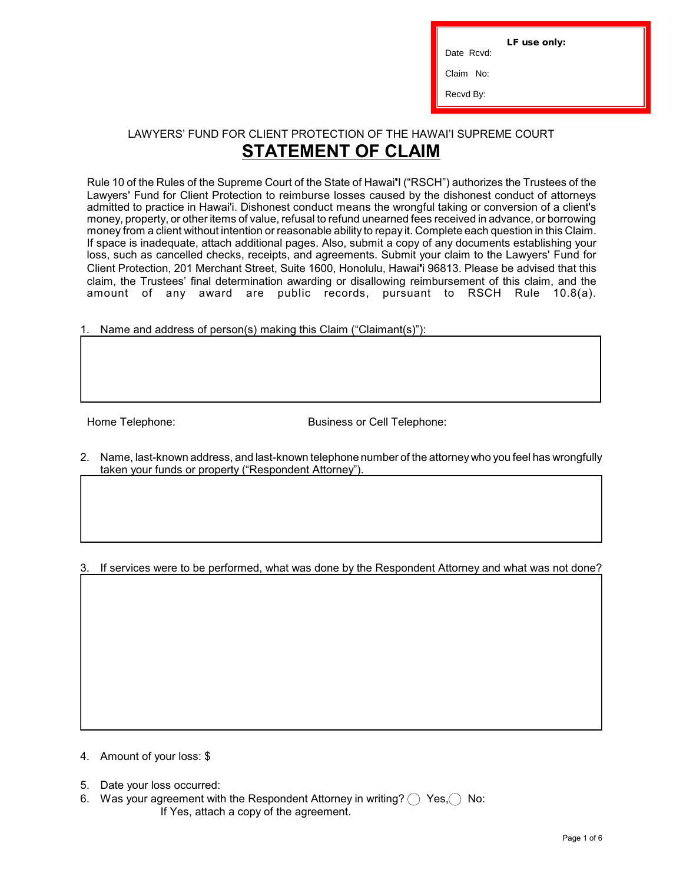**LF use only:**

Date Rcvd:

Claim No:

Recvd By:

LAWYERS' FUND FOR CLIENT PROTECTION OF THE HAWAI'I SUPREME COURT

# STATEMENT OF CLAIM

Rule 10 of the Rules of the Supreme Court of the State of Hawai'I ("RSCH") authorizes the Trustees of the Lawyers' Fund for Client Protection to reimburse losses caused by the dishonest conduct of attorneys admitted to practice in Hawai'i. Dishonest conduct means the wrongful taking or conversion of a client's money, property, or other items of value, refusal to refund unearned fees received in advance, or borrowing money from a client without intention or reasonable ability to repay it. Complete each question in this Claim. If space is inadequate, attach additional pages. Also, submit a copy of any documents establishing your loss, such as cancelled checks, receipts, and agreements. Submit your claim to the Lawyers' Fund for Client Protection, 201 Merchant Street, Suite 1600, Honolulu, Hawai'i 96813. Please be advised that this claim, the Trustees' final determination awarding or disallowing reimbursement of this claim, and the amount of any award are public records, pursuant to RSCH Rule 10.8(a).

1. Name and address of person(s) making this Claim ("Claimant(s)"):

Home Telephone: Business or Cell Telephone:

2. Name, last-known address, and last-known telephone number of the attorney who you feel has wrongfully taken your funds or property ("Respondent Attorney").

3. If services were to be performed, what was done by the Respondent Attorney and what was not done?

4. Amount of your loss: $

5. Date your loss occurred:

6. Was your agreement with the Respondent Attorney in writing? ◯ Yes, ◯ No:

   If Yes, attach a copy of the agreement.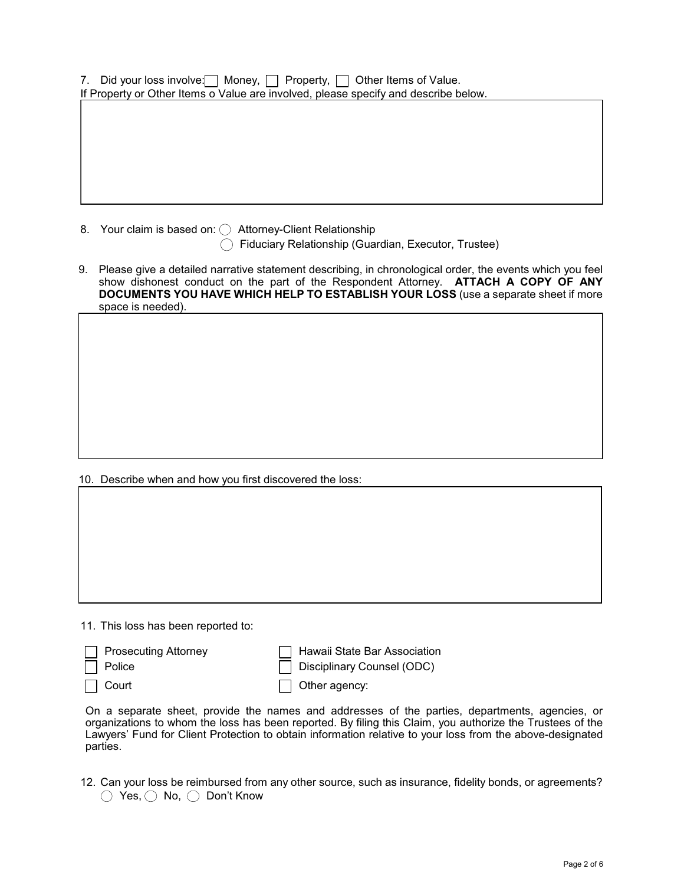7. Did your loss involve: ☐ Money, ☐ Property, ☐ Other Items of Value.
If Property or Other Items o Value are involved, please specify and describe below.

8. Your claim is based on: ◯ Attorney-Client Relationship
◯ Fiduciary Relationship (Guardian, Executor, Trustee)

9. Please give a detailed narrative statement describing, in chronological order, the events which you feel show dishonest conduct on the part of the Respondent Attorney. **ATTACH A COPY OF ANY DOCUMENTS YOU HAVE WHICH HELP TO ESTABLISH YOUR LOSS** (use a separate sheet if more space is needed).

10. Describe when and how you first discovered the loss:

11. This loss has been reported to:

☐ Prosecuting Attorney
☐ Police
☐ Court
☐ Hawaii State Bar Association
☐ Disciplinary Counsel (ODC)
☐ Other agency:

On a separate sheet, provide the names and addresses of the parties, departments, agencies, or organizations to whom the loss has been reported. By filing this Claim, you authorize the Trustees of the Lawyers' Fund for Client Protection to obtain information relative to your loss from the above-designated parties.

12. Can your loss be reimbursed from any other source, such as insurance, fidelity bonds, or agreements?
◯ Yes, ◯ No, ◯ Don't Know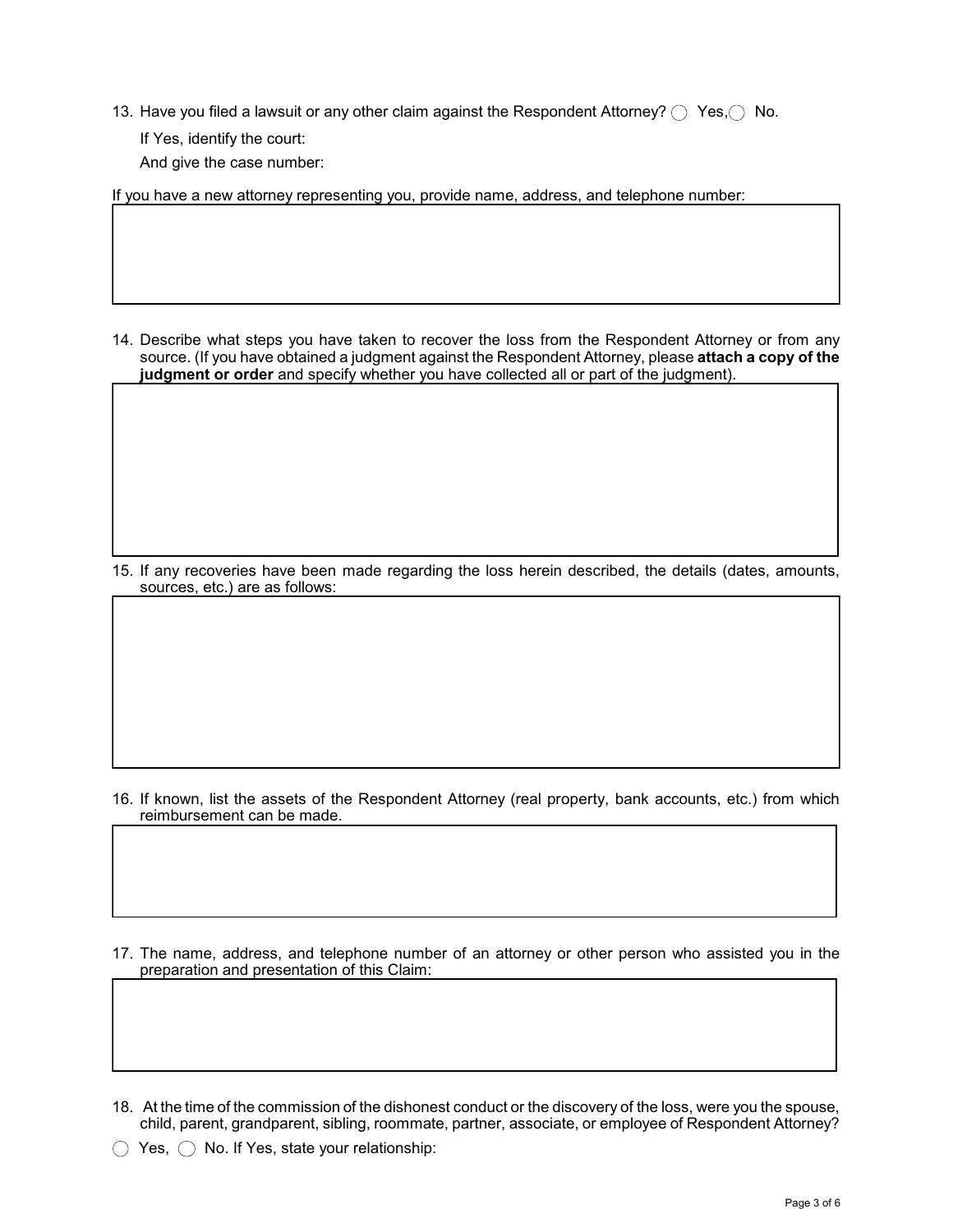13. Have you filed a lawsuit or any other claim against the Respondent Attorney? ◯ Yes, ◯ No.

    If Yes, identify the court:

    And give the case number:

If you have a new attorney representing you, provide name, address, and telephone number:

14. Describe what steps you have taken to recover the loss from the Respondent Attorney or from any source. (If you have obtained a judgment against the Respondent Attorney, please **attach a copy of the judgment or order** and specify whether you have collected all or part of the judgment).

15. If any recoveries have been made regarding the loss herein described, the details (dates, amounts, sources, etc.) are as follows:

16. If known, list the assets of the Respondent Attorney (real property, bank accounts, etc.) from which reimbursement can be made.

17. The name, address, and telephone number of an attorney or other person who assisted you in the preparation and presentation of this Claim:

18. At the time of the commission of the dishonest conduct or the discovery of the loss, were you the spouse, child, parent, grandparent, sibling, roommate, partner, associate, or employee of Respondent Attorney?

◯ Yes, ◯ No. If Yes, state your relationship: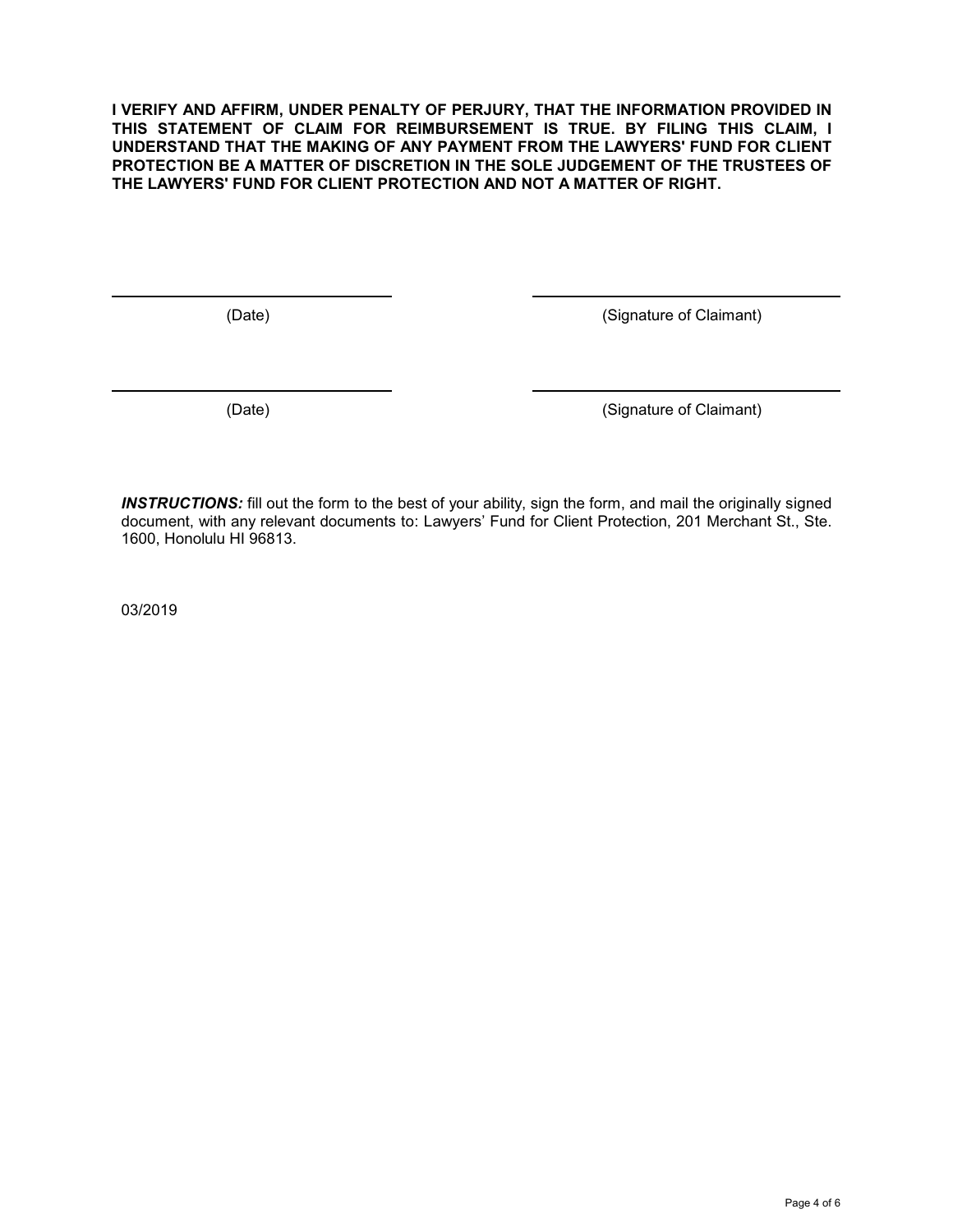**I VERIFY AND AFFIRM, UNDER PENALTY OF PERJURY, THAT THE INFORMATION PROVIDED IN THIS STATEMENT OF CLAIM FOR REIMBURSEMENT IS TRUE. BY FILING THIS CLAIM, I UNDERSTAND THAT THE MAKING OF ANY PAYMENT FROM THE LAWYERS' FUND FOR CLIENT PROTECTION BE A MATTER OF DISCRETION IN THE SOLE JUDGEMENT OF THE TRUSTEES OF THE LAWYERS' FUND FOR CLIENT PROTECTION AND NOT A MATTER OF RIGHT.**

| | |
|---|---|
| ______________________________ | ______________________________ |
| (Date) | (Signature of Claimant) |
| ______________________________ | ______________________________ |
| (Date) | (Signature of Claimant) |

***INSTRUCTIONS:*** fill out the form to the best of your ability, sign the form, and mail the originally signed document, with any relevant documents to: Lawyers' Fund for Client Protection, 201 Merchant St., Ste. 1600, Honolulu HI 96813.

03/2019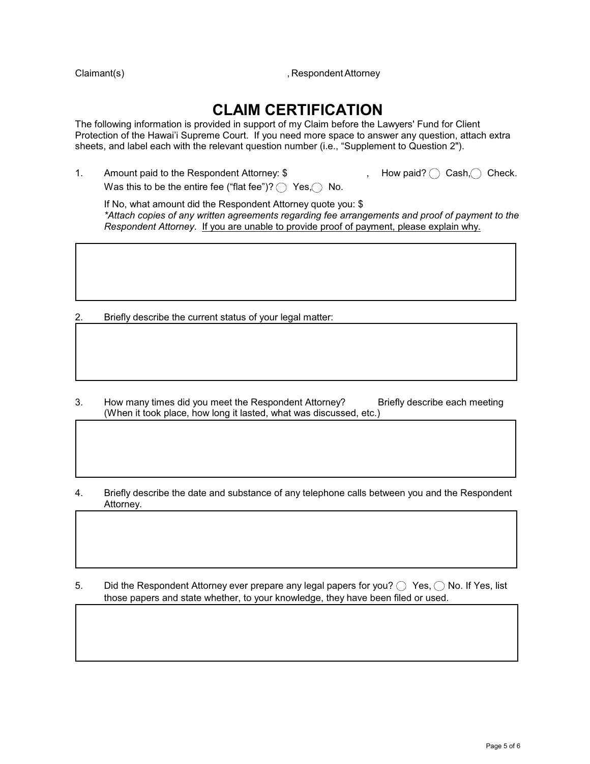Claimant(s) , Respondent Attorney

# CLAIM CERTIFICATION

The following information is provided in support of my Claim before the Lawyers' Fund for Client Protection of the Hawai'i Supreme Court. If you need more space to answer any question, attach extra sheets, and label each with the relevant question number (i.e., "Supplement to Question 2").

1. Amount paid to the Respondent Attorney: $ , How paid? ◯ Cash, ◯ Check.
   Was this to be the entire fee ("flat fee")? ◯ Yes, ◯ No.

   If No, what amount did the Respondent Attorney quote you: $
   *\*Attach copies of any written agreements regarding fee arrangements and proof of payment to the Respondent Attorney.* <u>If you are unable to provide proof of payment, please explain why.</u>

2. Briefly describe the current status of your legal matter:

3. How many times did you meet the Respondent Attorney? Briefly describe each meeting (When it took place, how long it lasted, what was discussed, etc.)

4. Briefly describe the date and substance of any telephone calls between you and the Respondent Attorney.

5. Did the Respondent Attorney ever prepare any legal papers for you? ◯ Yes, ◯ No. If Yes, list those papers and state whether, to your knowledge, they have been filed or used.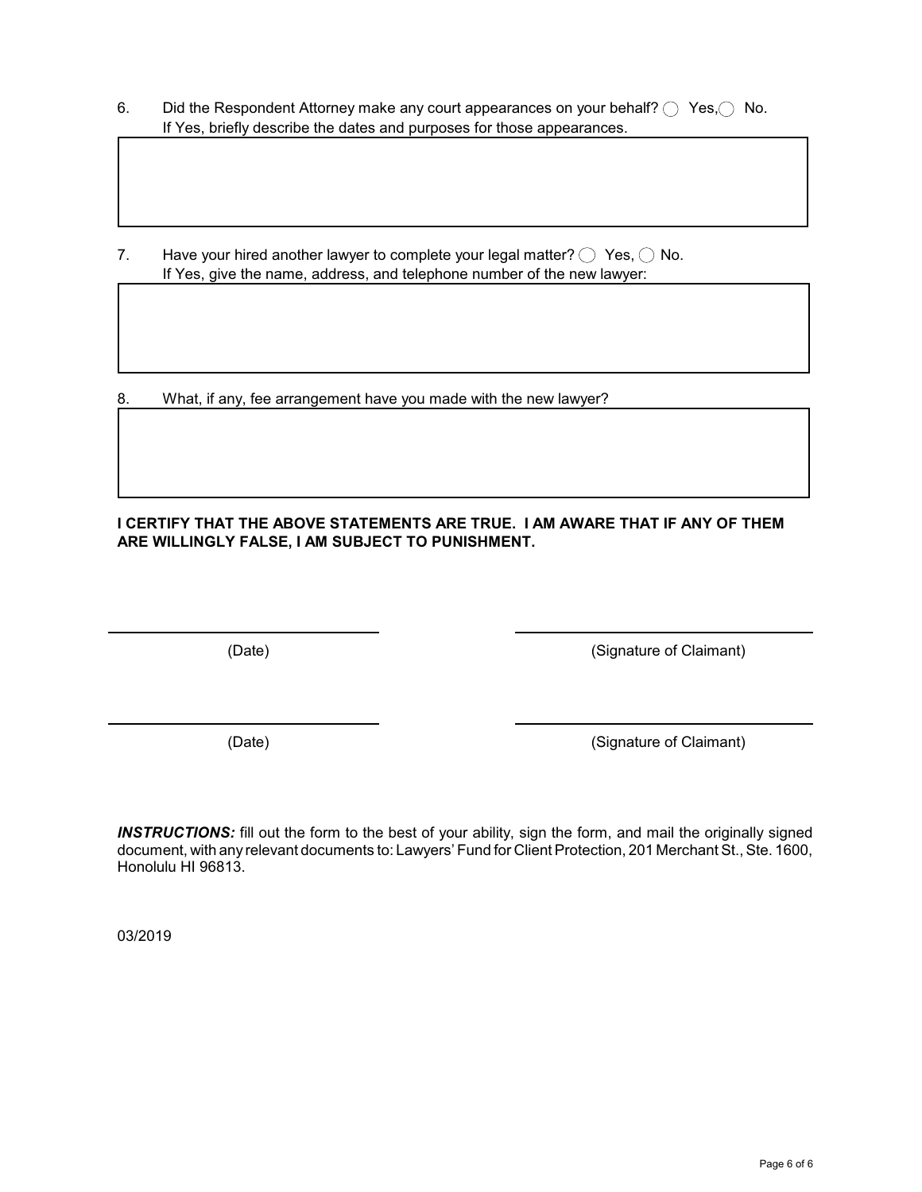6. Did the Respondent Attorney make any court appearances on your behalf? ◯ Yes,◯ No.
   If Yes, briefly describe the dates and purposes for those appearances.

7. Have your hired another lawyer to complete your legal matter? ◯ Yes, ◯ No.
   If Yes, give the name, address, and telephone number of the new lawyer:

8. What, if any, fee arrangement have you made with the new lawyer?

**I CERTIFY THAT THE ABOVE STATEMENTS ARE TRUE. I AM AWARE THAT IF ANY OF THEM ARE WILLINGLY FALSE, I AM SUBJECT TO PUNISHMENT.**

| | |
|---|---|
| \_\_\_\_\_\_\_\_\_\_\_\_\_\_\_\_\_\_\_\_ | \_\_\_\_\_\_\_\_\_\_\_\_\_\_\_\_\_\_\_\_ |
| (Date) | (Signature of Claimant) |
| \_\_\_\_\_\_\_\_\_\_\_\_\_\_\_\_\_\_\_\_ | \_\_\_\_\_\_\_\_\_\_\_\_\_\_\_\_\_\_\_\_ |
| (Date) | (Signature of Claimant) |

***INSTRUCTIONS:*** fill out the form to the best of your ability, sign the form, and mail the originally signed document, with any relevant documents to: Lawyers' Fund for Client Protection, 201 Merchant St., Ste. 1600, Honolulu HI 96813.

03/2019